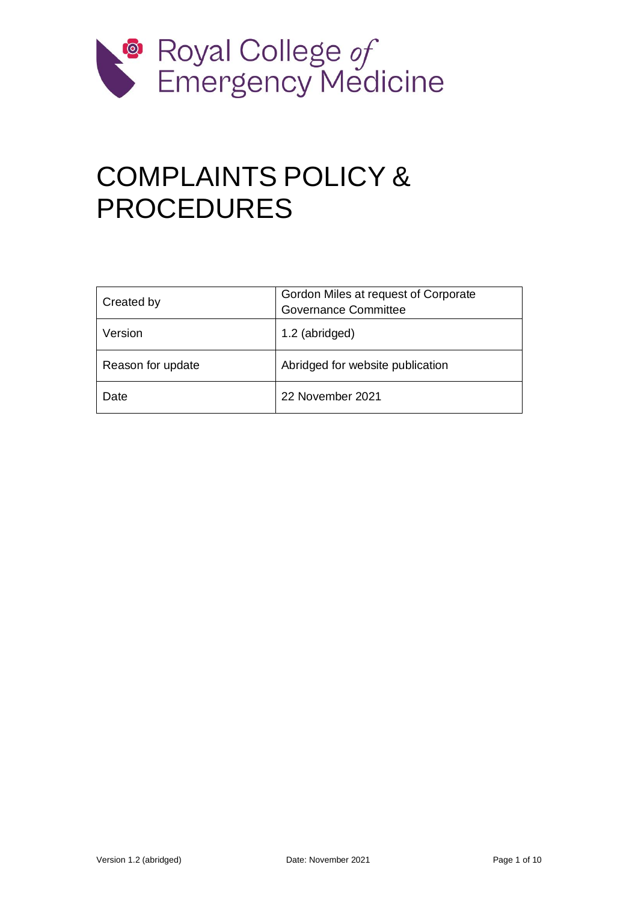Royal College of Emergency Medicine

# COMPLAINTS POLICY & PROCEDURES

| Created by | Gordon Miles at request of Corporate Governance Committee |
| --- | --- |
| Version | 1.2 (abridged) |
| Reason for update | Abridged for website publication |
| Date | 22 November 2021 |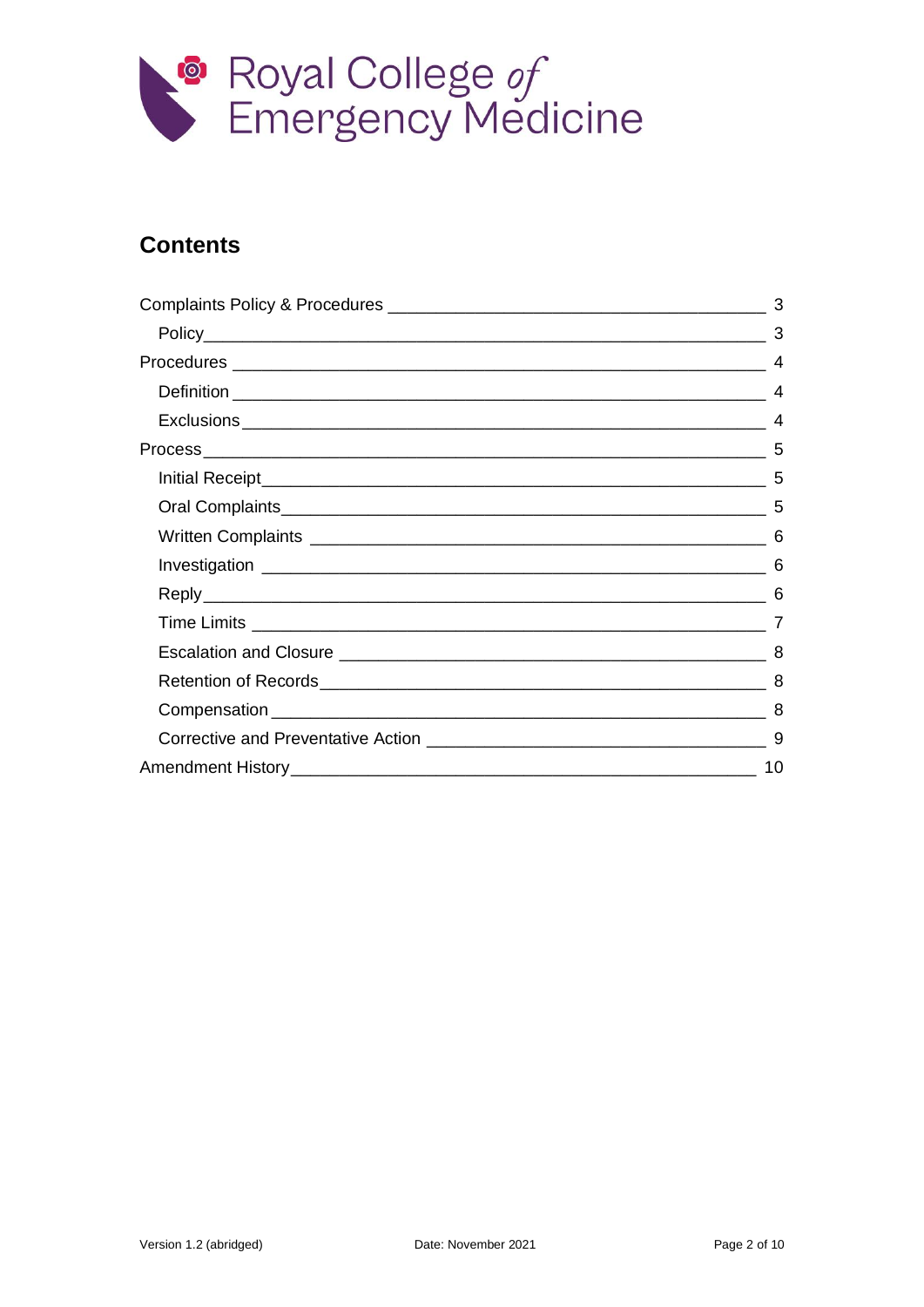# Contents

| | |
|---|---|
| Complaints Policy & Procedures | 3 |
| &nbsp;&nbsp;&nbsp;&nbsp;Policy | 3 |
| Procedures | 4 |
| &nbsp;&nbsp;&nbsp;&nbsp;Definition | 4 |
| &nbsp;&nbsp;&nbsp;&nbsp;Exclusions | 4 |
| Process | 5 |
| &nbsp;&nbsp;&nbsp;&nbsp;Initial Receipt | 5 |
| &nbsp;&nbsp;&nbsp;&nbsp;Oral Complaints | 5 |
| &nbsp;&nbsp;&nbsp;&nbsp;Written Complaints | 6 |
| &nbsp;&nbsp;&nbsp;&nbsp;Investigation | 6 |
| &nbsp;&nbsp;&nbsp;&nbsp;Reply | 6 |
| &nbsp;&nbsp;&nbsp;&nbsp;Time Limits | 7 |
| &nbsp;&nbsp;&nbsp;&nbsp;Escalation and Closure | 8 |
| &nbsp;&nbsp;&nbsp;&nbsp;Retention of Records | 8 |
| &nbsp;&nbsp;&nbsp;&nbsp;Compensation | 8 |
| &nbsp;&nbsp;&nbsp;&nbsp;Corrective and Preventative Action | 9 |
| Amendment History | 10 |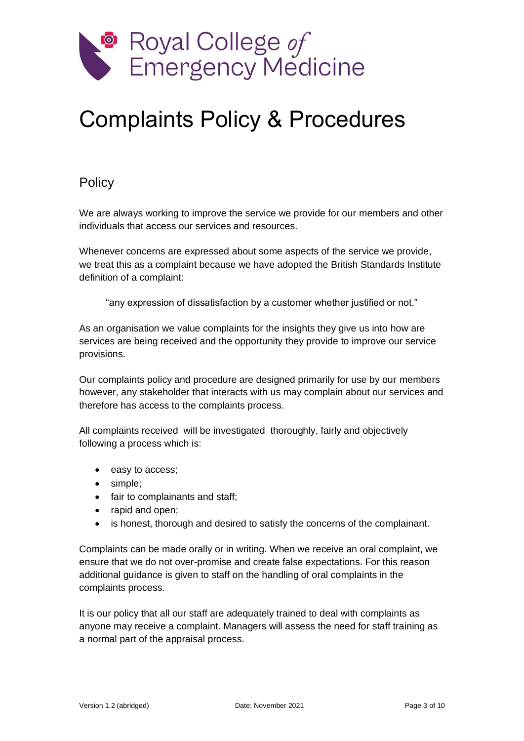# Complaints Policy & Procedures

## Policy

We are always working to improve the service we provide for our members and other individuals that access our services and resources.

Whenever concerns are expressed about some aspects of the service we provide, we treat this as a complaint because we have adopted the British Standards Institute definition of a complaint:

> "any expression of dissatisfaction by a customer whether justified or not."

As an organisation we value complaints for the insights they give us into how are services are being received and the opportunity they provide to improve our service provisions.

Our complaints policy and procedure are designed primarily for use by our members however, any stakeholder that interacts with us may complain about our services and therefore has access to the complaints process.

All complaints received will be investigated thoroughly, fairly and objectively following a process which is:

- easy to access;
- simple;
- fair to complainants and staff;
- rapid and open;
- is honest, thorough and desired to satisfy the concerns of the complainant.

Complaints can be made orally or in writing. When we receive an oral complaint, we ensure that we do not over-promise and create false expectations. For this reason additional guidance is given to staff on the handling of oral complaints in the complaints process.

It is our policy that all our staff are adequately trained to deal with complaints as anyone may receive a complaint. Managers will assess the need for staff training as a normal part of the appraisal process.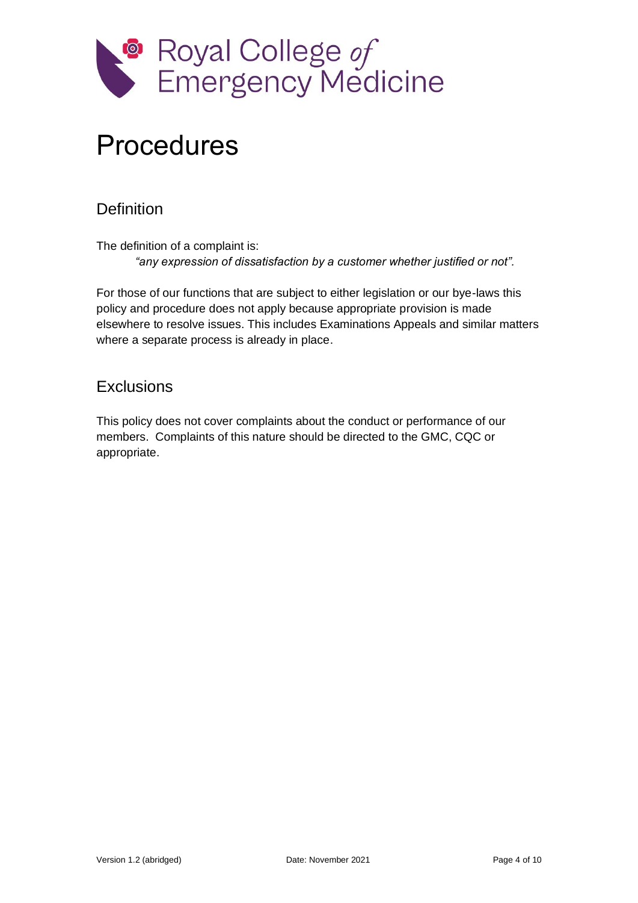Royal College *of* Emergency Medicine

# Procedures

## Definition

The definition of a complaint is:

> *"any expression of dissatisfaction by a customer whether justified or not".*

For those of our functions that are subject to either legislation or our bye-laws this policy and procedure does not apply because appropriate provision is made elsewhere to resolve issues. This includes Examinations Appeals and similar matters where a separate process is already in place.

## Exclusions

This policy does not cover complaints about the conduct or performance of our members. Complaints of this nature should be directed to the GMC, CQC or appropriate.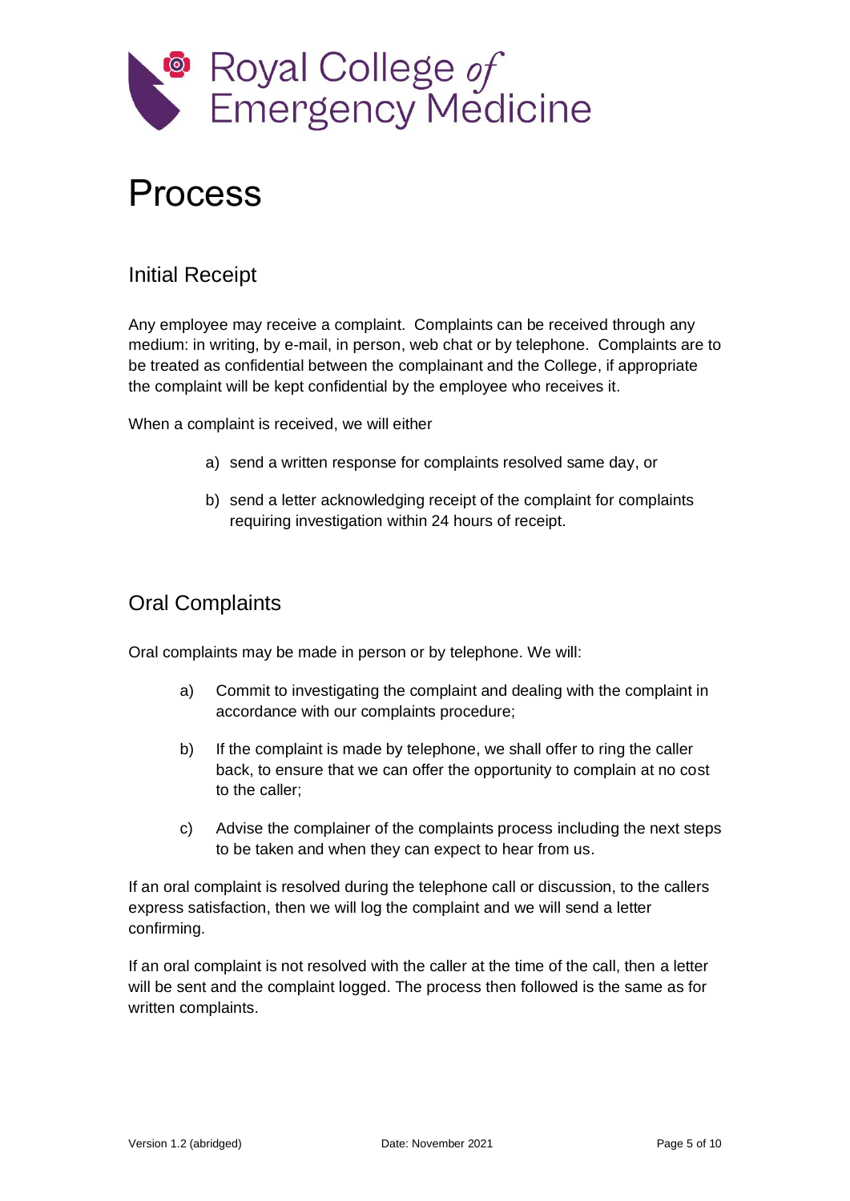# Process

## Initial Receipt

Any employee may receive a complaint. Complaints can be received through any medium: in writing, by e-mail, in person, web chat or by telephone. Complaints are to be treated as confidential between the complainant and the College, if appropriate the complaint will be kept confidential by the employee who receives it.

When a complaint is received, we will either

a) send a written response for complaints resolved same day, or

b) send a letter acknowledging receipt of the complaint for complaints requiring investigation within 24 hours of receipt.

## Oral Complaints

Oral complaints may be made in person or by telephone. We will:

a) Commit to investigating the complaint and dealing with the complaint in accordance with our complaints procedure;

b) If the complaint is made by telephone, we shall offer to ring the caller back, to ensure that we can offer the opportunity to complain at no cost to the caller;

c) Advise the complainer of the complaints process including the next steps to be taken and when they can expect to hear from us.

If an oral complaint is resolved during the telephone call or discussion, to the callers express satisfaction, then we will log the complaint and we will send a letter confirming.

If an oral complaint is not resolved with the caller at the time of the call, then a letter will be sent and the complaint logged. The process then followed is the same as for written complaints.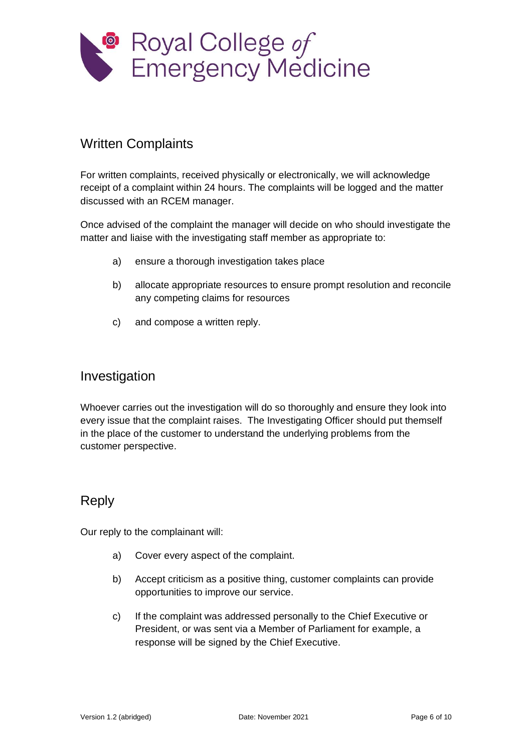## Written Complaints

For written complaints, received physically or electronically, we will acknowledge receipt of a complaint within 24 hours. The complaints will be logged and the matter discussed with an RCEM manager.

Once advised of the complaint the manager will decide on who should investigate the matter and liaise with the investigating staff member as appropriate to:

a) ensure a thorough investigation takes place

b) allocate appropriate resources to ensure prompt resolution and reconcile any competing claims for resources

c) and compose a written reply.

## Investigation

Whoever carries out the investigation will do so thoroughly and ensure they look into every issue that the complaint raises. The Investigating Officer should put themself in the place of the customer to understand the underlying problems from the customer perspective.

## Reply

Our reply to the complainant will:

a) Cover every aspect of the complaint.

b) Accept criticism as a positive thing, customer complaints can provide opportunities to improve our service.

c) If the complaint was addressed personally to the Chief Executive or President, or was sent via a Member of Parliament for example, a response will be signed by the Chief Executive.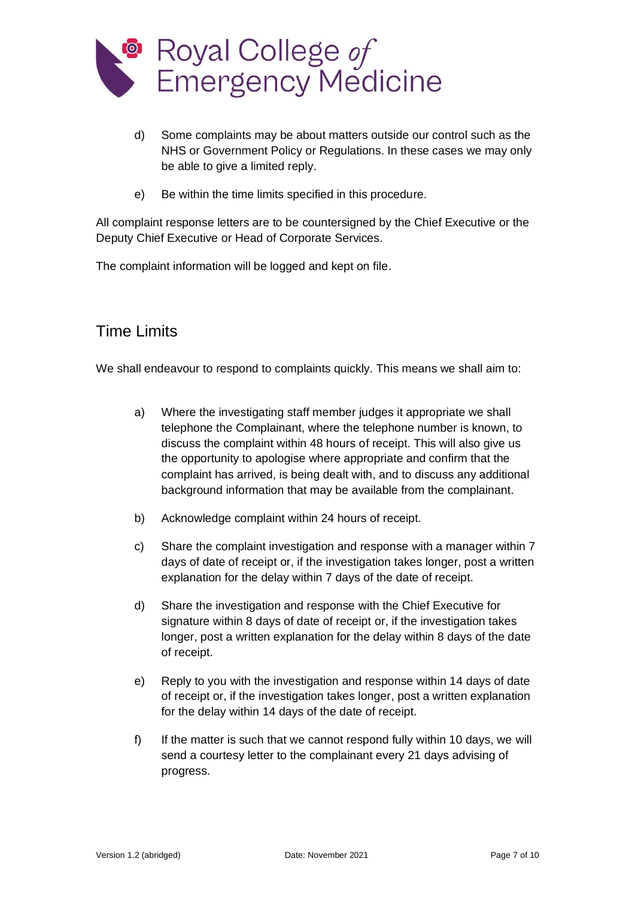d) Some complaints may be about matters outside our control such as the NHS or Government Policy or Regulations. In these cases we may only be able to give a limited reply.

e) Be within the time limits specified in this procedure.

All complaint response letters are to be countersigned by the Chief Executive or the Deputy Chief Executive or Head of Corporate Services.

The complaint information will be logged and kept on file.

## Time Limits

We shall endeavour to respond to complaints quickly. This means we shall aim to:

a) Where the investigating staff member judges it appropriate we shall telephone the Complainant, where the telephone number is known, to discuss the complaint within 48 hours of receipt. This will also give us the opportunity to apologise where appropriate and confirm that the complaint has arrived, is being dealt with, and to discuss any additional background information that may be available from the complainant.

b) Acknowledge complaint within 24 hours of receipt.

c) Share the complaint investigation and response with a manager within 7 days of date of receipt or, if the investigation takes longer, post a written explanation for the delay within 7 days of the date of receipt.

d) Share the investigation and response with the Chief Executive for signature within 8 days of date of receipt or, if the investigation takes longer, post a written explanation for the delay within 8 days of the date of receipt.

e) Reply to you with the investigation and response within 14 days of date of receipt or, if the investigation takes longer, post a written explanation for the delay within 14 days of the date of receipt.

f) If the matter is such that we cannot respond fully within 10 days, we will send a courtesy letter to the complainant every 21 days advising of progress.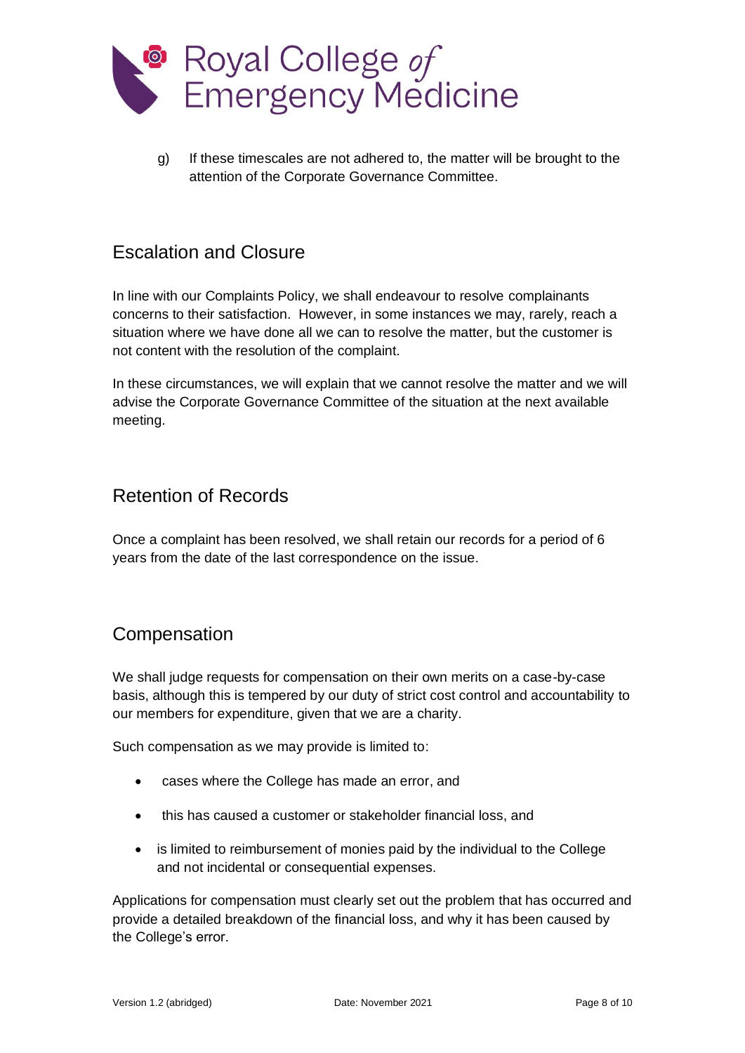g) If these timescales are not adhered to, the matter will be brought to the attention of the Corporate Governance Committee.

## Escalation and Closure

In line with our Complaints Policy, we shall endeavour to resolve complainants concerns to their satisfaction. However, in some instances we may, rarely, reach a situation where we have done all we can to resolve the matter, but the customer is not content with the resolution of the complaint.

In these circumstances, we will explain that we cannot resolve the matter and we will advise the Corporate Governance Committee of the situation at the next available meeting.

## Retention of Records

Once a complaint has been resolved, we shall retain our records for a period of 6 years from the date of the last correspondence on the issue.

## Compensation

We shall judge requests for compensation on their own merits on a case-by-case basis, although this is tempered by our duty of strict cost control and accountability to our members for expenditure, given that we are a charity.

Such compensation as we may provide is limited to:

- cases where the College has made an error, and
- this has caused a customer or stakeholder financial loss, and
- is limited to reimbursement of monies paid by the individual to the College and not incidental or consequential expenses.

Applications for compensation must clearly set out the problem that has occurred and provide a detailed breakdown of the financial loss, and why it has been caused by the College's error.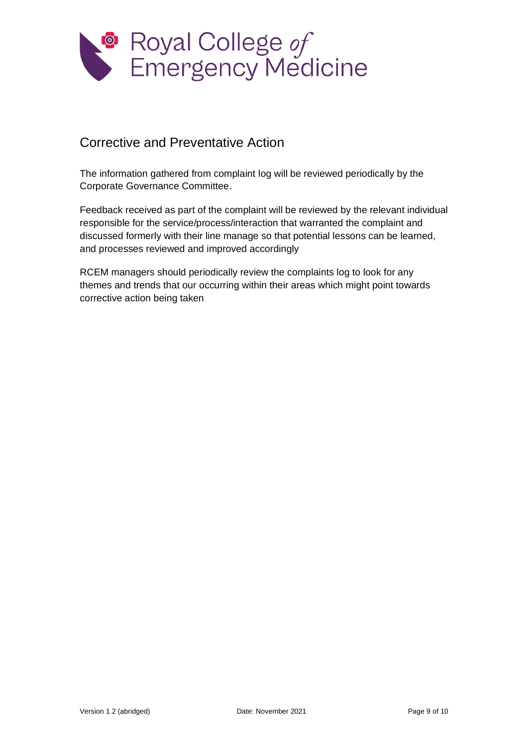## Corrective and Preventative Action

The information gathered from complaint log will be reviewed periodically by the Corporate Governance Committee.

Feedback received as part of the complaint will be reviewed by the relevant individual responsible for the service/process/interaction that warranted the complaint and discussed formerly with their line manage so that potential lessons can be learned, and processes reviewed and improved accordingly

RCEM managers should periodically review the complaints log to look for any themes and trends that our occurring within their areas which might point towards corrective action being taken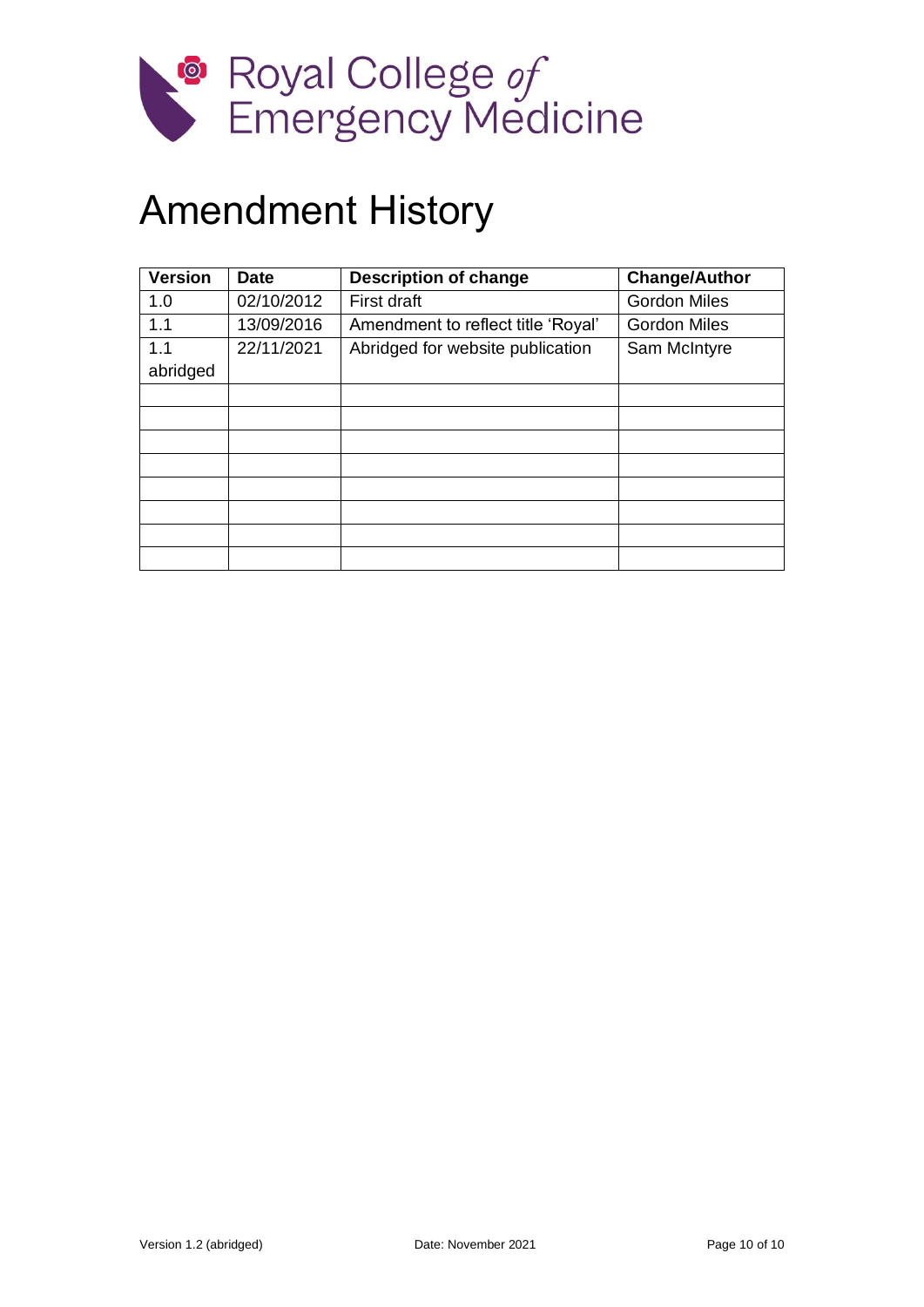# Amendment History

| Version | Date | Description of change | Change/Author |
| --- | --- | --- | --- |
| 1.0 | 02/10/2012 | First draft | Gordon Miles |
| 1.1 | 13/09/2016 | Amendment to reflect title 'Royal' | Gordon Miles |
| 1.1 abridged | 22/11/2021 | Abridged for website publication | Sam McIntyre |
| | | | |
| | | | |
| | | | |
| | | | |
| | | | |
| | | | |
| | | | |
| | | | |